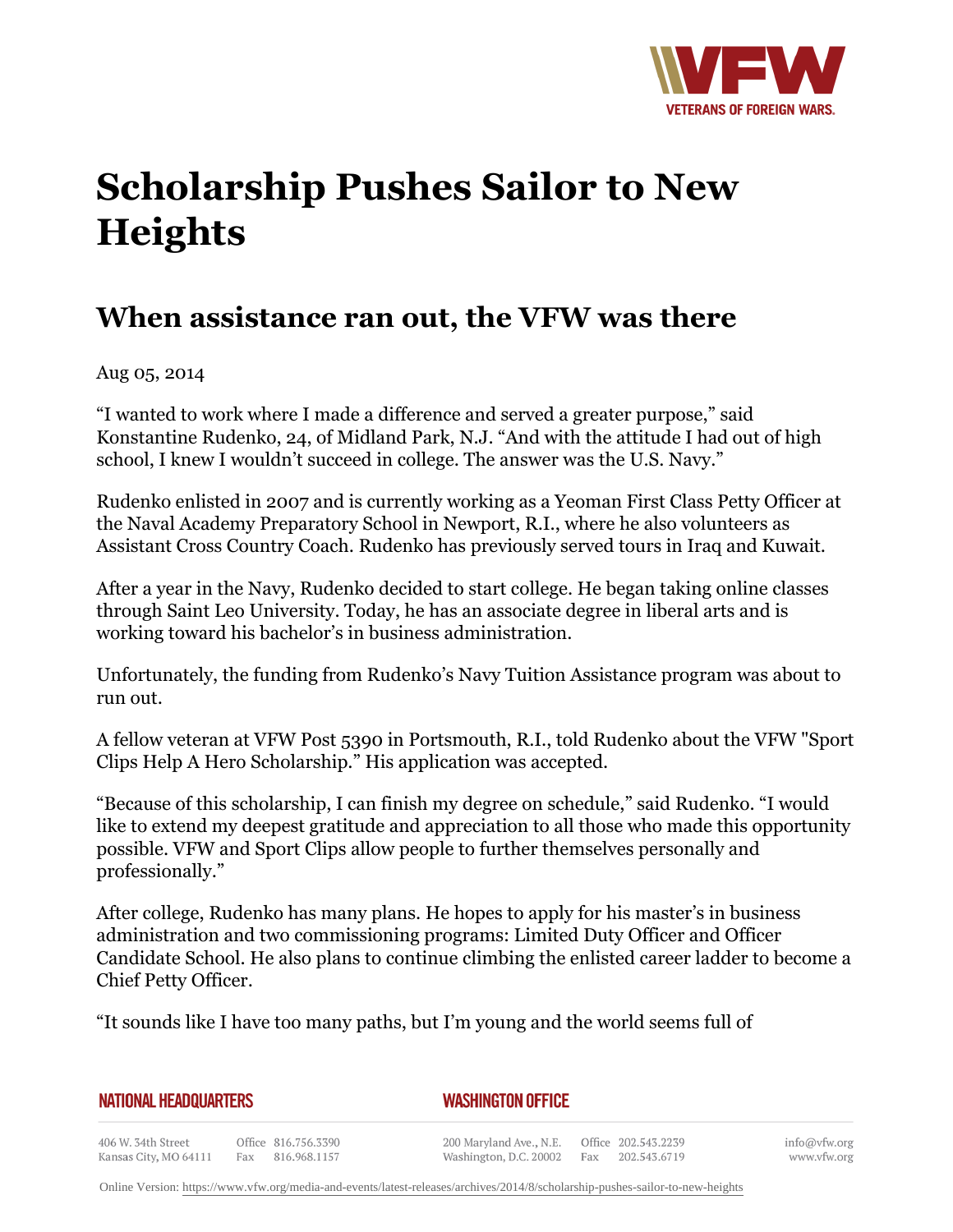# Scholarship Pushes Sailor to New Heights

## When assistance ran out, the VFW was there

Aug 05, 2014

“I wanted to work where I made a difference and served a greater purpose,” said Konstantine Rudenko, 24, of Midland Park, N.J. “And with the attitude I had out of high school, I knew I wouldn’t succeed in college. The answer was the U.S. Navy.”

Rudenko enlisted in 2007 and is currently working as a Yeoman First Class Petty Officer at the Naval Academy Preparatory School in Newport, R.I., where he also volunteers as Assistant Cross Country Coach. Rudenko has previously served tours in Iraq and Kuwait.

After a year in the Navy, Rudenko decided to start college. He began taking online classes through Saint Leo University. Today, he has an associate degree in liberal arts and is working toward his bachelor’s in business administration.

Unfortunately, the funding from Rudenko’s Navy Tuition Assistance program was about to run out.

A fellow veteran at VFW Post 5390 in Portsmouth, R.I., told Rudenko about the VFW "Sport Clips Help A Hero Scholarship." His application was accepted.

“Because of this scholarship, I can finish my degree on schedule,” said Rudenko. “I would like to extend my deepest gratitude and appreciation to all those who made this opportunity possible. VFW and Sport Clips allow people to further themselves personally and professionally.”

After college, Rudenko has many plans. He hopes to apply for his master’s in business administration and two commissioning programs: Limited Duty Officer and Officer Candidate School. He also plans to continue climbing the enlisted career ladder to become a Chief Petty Officer.

“It sounds like I have too many paths, but I’m young and the world seems full of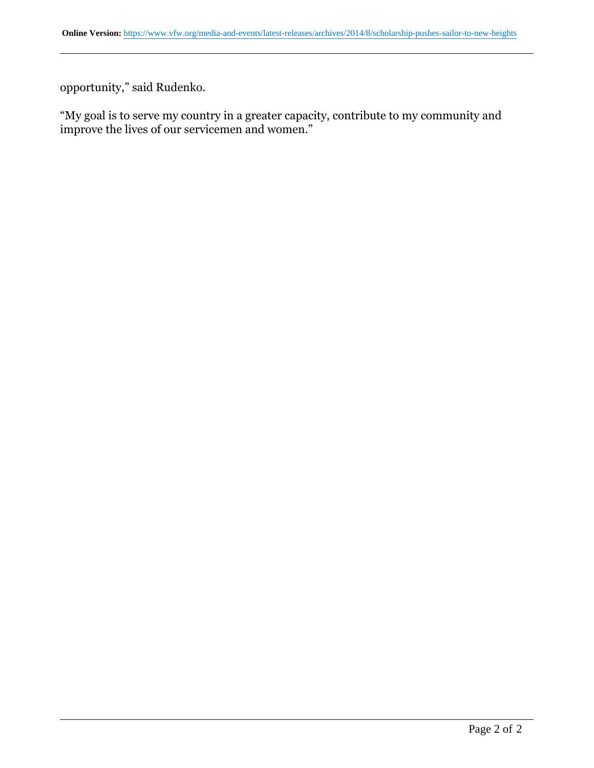opportunity," said Rudenko.

"My goal is to serve my country in a greater capacity, contribute to my community and improve the lives of our servicemen and women."